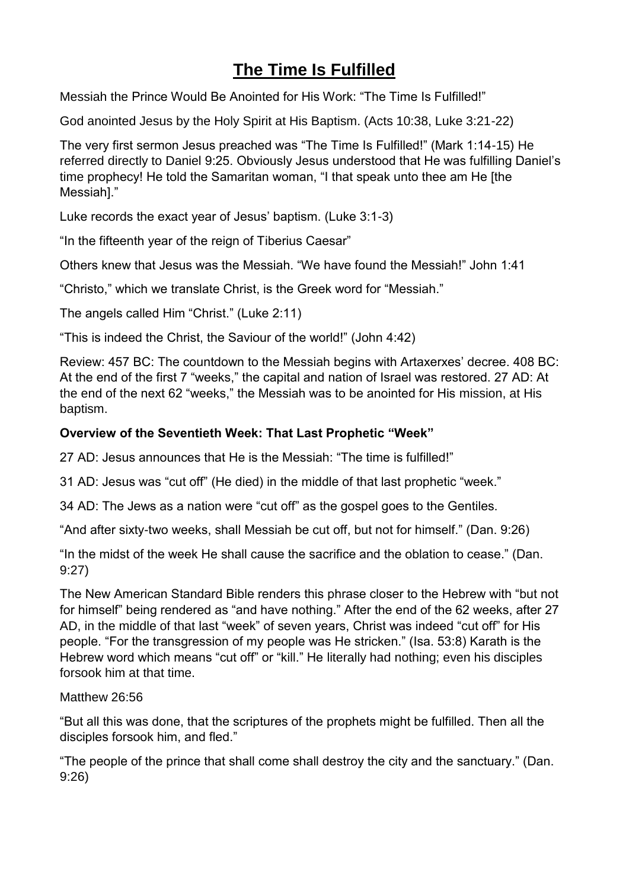# The Time Is Fulfilled

Messiah the Prince Would Be Anointed for His Work: “The Time Is Fulfilled!”

God anointed Jesus by the Holy Spirit at His Baptism. (Acts 10:38, Luke 3:21-22)

The very first sermon Jesus preached was “The Time Is Fulfilled!” (Mark 1:14-15) He referred directly to Daniel 9:25. Obviously Jesus understood that He was fulfilling Daniel’s time prophecy! He told the Samaritan woman, “I that speak unto thee am He [the Messiah].”

Luke records the exact year of Jesus’ baptism. (Luke 3:1-3)

“In the fifteenth year of the reign of Tiberius Caesar”

Others knew that Jesus was the Messiah. “We have found the Messiah!” John 1:41

“Christo,” which we translate Christ, is the Greek word for “Messiah.”

The angels called Him “Christ.” (Luke 2:11)

“This is indeed the Christ, the Saviour of the world!” (John 4:42)

Review: 457 BC: The countdown to the Messiah begins with Artaxerxes’ decree. 408 BC: At the end of the first 7 “weeks,” the capital and nation of Israel was restored. 27 AD: At the end of the next 62 “weeks,” the Messiah was to be anointed for His mission, at His baptism.

**Overview of the Seventieth Week: That Last Prophetic “Week”**

27 AD: Jesus announces that He is the Messiah: “The time is fulfilled!”

31 AD: Jesus was “cut off” (He died) in the middle of that last prophetic “week.”

34 AD: The Jews as a nation were “cut off” as the gospel goes to the Gentiles.

“And after sixty-two weeks, shall Messiah be cut off, but not for himself.” (Dan. 9:26)

“In the midst of the week He shall cause the sacrifice and the oblation to cease.” (Dan. 9:27)

The New American Standard Bible renders this phrase closer to the Hebrew with “but not for himself” being rendered as “and have nothing.” After the end of the 62 weeks, after 27 AD, in the middle of that last “week” of seven years, Christ was indeed “cut off” for His people. “For the transgression of my people was He stricken.” (Isa. 53:8) Karath is the Hebrew word which means “cut off” or “kill.” He literally had nothing; even his disciples forsook him at that time.

Matthew 26:56

“But all this was done, that the scriptures of the prophets might be fulfilled. Then all the disciples forsook him, and fled.”

“The people of the prince that shall come shall destroy the city and the sanctuary.” (Dan. 9:26)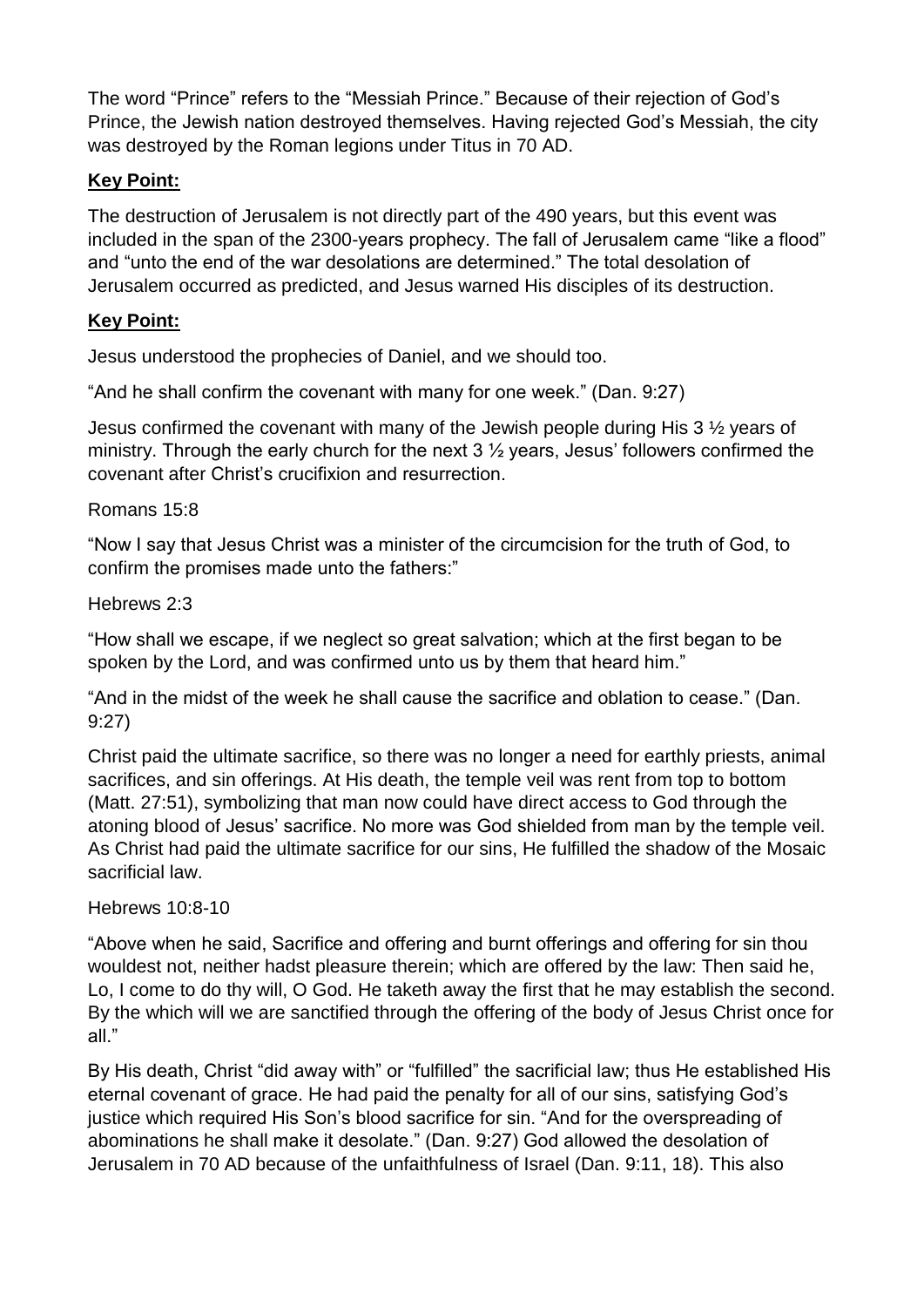The word "Prince" refers to the "Messiah Prince." Because of their rejection of God's Prince, the Jewish nation destroyed themselves. Having rejected God's Messiah, the city was destroyed by the Roman legions under Titus in 70 AD.

**Key Point:**

The destruction of Jerusalem is not directly part of the 490 years, but this event was included in the span of the 2300-years prophecy. The fall of Jerusalem came "like a flood" and "unto the end of the war desolations are determined." The total desolation of Jerusalem occurred as predicted, and Jesus warned His disciples of its destruction.

**Key Point:**

Jesus understood the prophecies of Daniel, and we should too.

"And he shall confirm the covenant with many for one week." (Dan. 9:27)

Jesus confirmed the covenant with many of the Jewish people during His 3 ½ years of ministry. Through the early church for the next 3 ½ years, Jesus' followers confirmed the covenant after Christ's crucifixion and resurrection.

Romans 15:8

"Now I say that Jesus Christ was a minister of the circumcision for the truth of God, to confirm the promises made unto the fathers:"

Hebrews 2:3

"How shall we escape, if we neglect so great salvation; which at the first began to be spoken by the Lord, and was confirmed unto us by them that heard him."

"And in the midst of the week he shall cause the sacrifice and oblation to cease." (Dan. 9:27)

Christ paid the ultimate sacrifice, so there was no longer a need for earthly priests, animal sacrifices, and sin offerings. At His death, the temple veil was rent from top to bottom (Matt. 27:51), symbolizing that man now could have direct access to God through the atoning blood of Jesus' sacrifice. No more was God shielded from man by the temple veil. As Christ had paid the ultimate sacrifice for our sins, He fulfilled the shadow of the Mosaic sacrificial law.

Hebrews 10:8-10

"Above when he said, Sacrifice and offering and burnt offerings and offering for sin thou wouldest not, neither hadst pleasure therein; which are offered by the law: Then said he, Lo, I come to do thy will, O God. He taketh away the first that he may establish the second. By the which will we are sanctified through the offering of the body of Jesus Christ once for all."

By His death, Christ "did away with" or "fulfilled" the sacrificial law; thus He established His eternal covenant of grace. He had paid the penalty for all of our sins, satisfying God's justice which required His Son's blood sacrifice for sin. "And for the overspreading of abominations he shall make it desolate." (Dan. 9:27) God allowed the desolation of Jerusalem in 70 AD because of the unfaithfulness of Israel (Dan. 9:11, 18). This also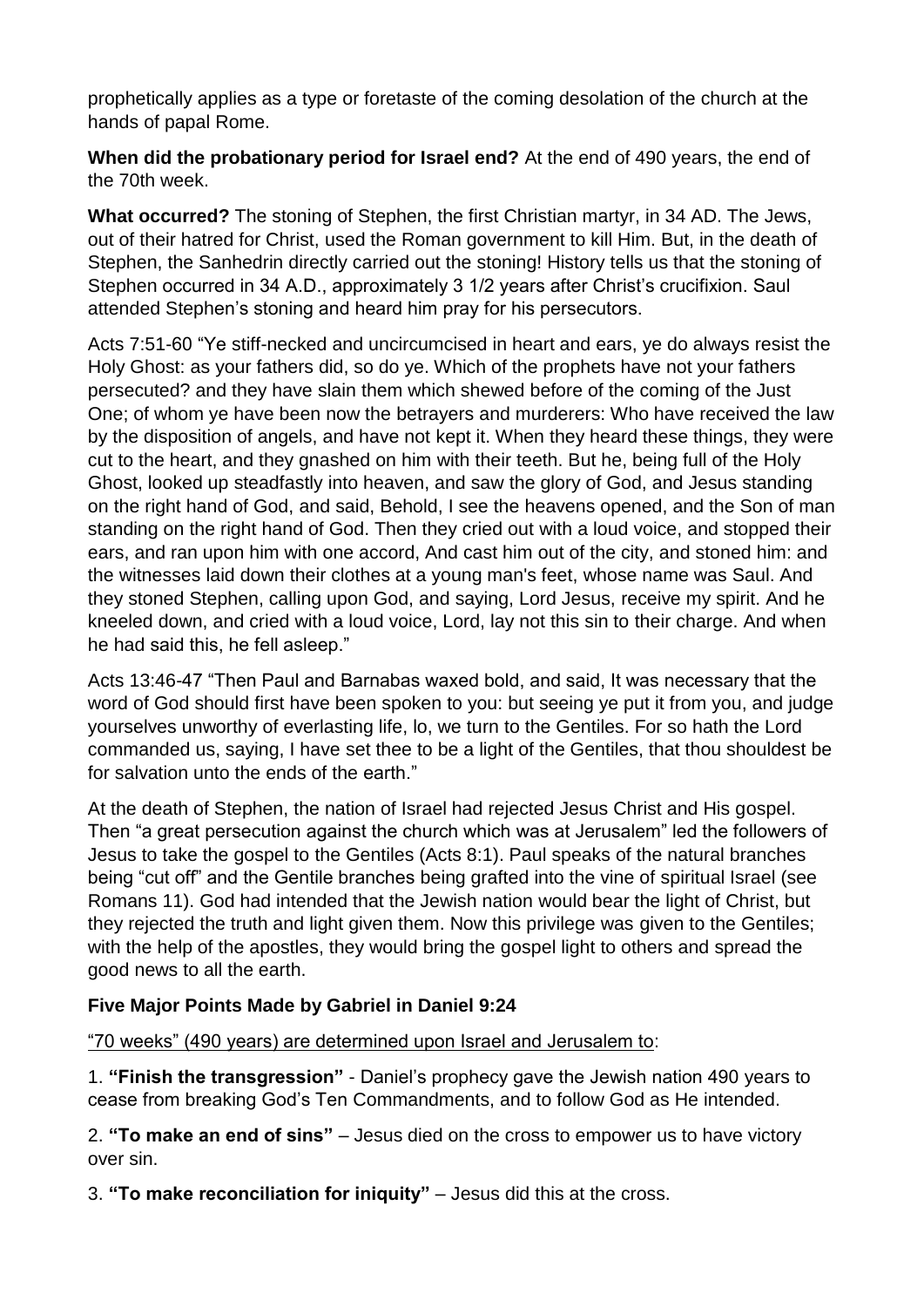prophetically applies as a type or foretaste of the coming desolation of the church at the hands of papal Rome.

**When did the probationary period for Israel end?** At the end of 490 years, the end of the 70th week.

**What occurred?** The stoning of Stephen, the first Christian martyr, in 34 AD. The Jews, out of their hatred for Christ, used the Roman government to kill Him. But, in the death of Stephen, the Sanhedrin directly carried out the stoning! History tells us that the stoning of Stephen occurred in 34 A.D., approximately 3 1/2 years after Christ's crucifixion. Saul attended Stephen's stoning and heard him pray for his persecutors.

Acts 7:51-60 "Ye stiff-necked and uncircumcised in heart and ears, ye do always resist the Holy Ghost: as your fathers did, so do ye. Which of the prophets have not your fathers persecuted? and they have slain them which shewed before of the coming of the Just One; of whom ye have been now the betrayers and murderers: Who have received the law by the disposition of angels, and have not kept it. When they heard these things, they were cut to the heart, and they gnashed on him with their teeth. But he, being full of the Holy Ghost, looked up steadfastly into heaven, and saw the glory of God, and Jesus standing on the right hand of God, and said, Behold, I see the heavens opened, and the Son of man standing on the right hand of God. Then they cried out with a loud voice, and stopped their ears, and ran upon him with one accord, And cast him out of the city, and stoned him: and the witnesses laid down their clothes at a young man's feet, whose name was Saul. And they stoned Stephen, calling upon God, and saying, Lord Jesus, receive my spirit. And he kneeled down, and cried with a loud voice, Lord, lay not this sin to their charge. And when he had said this, he fell asleep."

Acts 13:46-47 "Then Paul and Barnabas waxed bold, and said, It was necessary that the word of God should first have been spoken to you: but seeing ye put it from you, and judge yourselves unworthy of everlasting life, lo, we turn to the Gentiles. For so hath the Lord commanded us, saying, I have set thee to be a light of the Gentiles, that thou shouldest be for salvation unto the ends of the earth."

At the death of Stephen, the nation of Israel had rejected Jesus Christ and His gospel. Then "a great persecution against the church which was at Jerusalem" led the followers of Jesus to take the gospel to the Gentiles (Acts 8:1). Paul speaks of the natural branches being "cut off" and the Gentile branches being grafted into the vine of spiritual Israel (see Romans 11). God had intended that the Jewish nation would bear the light of Christ, but they rejected the truth and light given them. Now this privilege was given to the Gentiles; with the help of the apostles, they would bring the gospel light to others and spread the good news to all the earth.

**Five Major Points Made by Gabriel in Daniel 9:24**

<u>"70 weeks" (490 years) are determined upon Israel and Jerusalem to</u>:

1. **"Finish the transgression"** - Daniel's prophecy gave the Jewish nation 490 years to cease from breaking God's Ten Commandments, and to follow God as He intended.

2. **"To make an end of sins"** – Jesus died on the cross to empower us to have victory over sin.

3. **"To make reconciliation for iniquity"** – Jesus did this at the cross.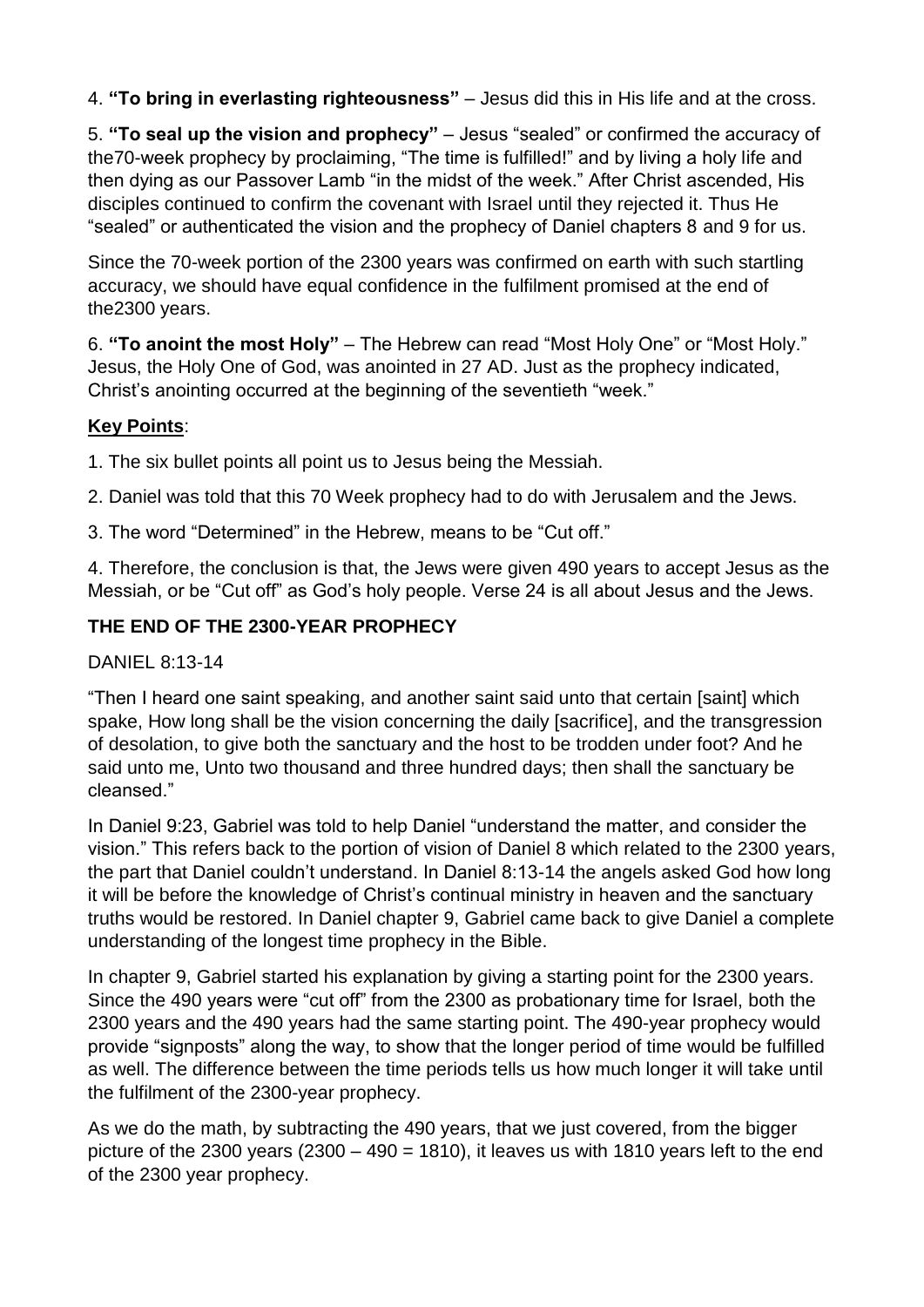4. **"To bring in everlasting righteousness"** – Jesus did this in His life and at the cross.

5. **"To seal up the vision and prophecy"** – Jesus "sealed" or confirmed the accuracy of the70-week prophecy by proclaiming, "The time is fulfilled!" and by living a holy life and then dying as our Passover Lamb "in the midst of the week." After Christ ascended, His disciples continued to confirm the covenant with Israel until they rejected it. Thus He "sealed" or authenticated the vision and the prophecy of Daniel chapters 8 and 9 for us.

Since the 70-week portion of the 2300 years was confirmed on earth with such startling accuracy, we should have equal confidence in the fulfilment promised at the end of the2300 years.

6. **"To anoint the most Holy"** – The Hebrew can read "Most Holy One" or "Most Holy." Jesus, the Holy One of God, was anointed in 27 AD. Just as the prophecy indicated, Christ's anointing occurred at the beginning of the seventieth "week."

**Key Points**:

1. The six bullet points all point us to Jesus being the Messiah.

2. Daniel was told that this 70 Week prophecy had to do with Jerusalem and the Jews.

3. The word "Determined" in the Hebrew, means to be "Cut off."

4. Therefore, the conclusion is that, the Jews were given 490 years to accept Jesus as the Messiah, or be "Cut off" as God's holy people. Verse 24 is all about Jesus and the Jews.

**THE END OF THE 2300-YEAR PROPHECY**

DANIEL 8:13-14

"Then I heard one saint speaking, and another saint said unto that certain [saint] which spake, How long shall be the vision concerning the daily [sacrifice], and the transgression of desolation, to give both the sanctuary and the host to be trodden under foot? And he said unto me, Unto two thousand and three hundred days; then shall the sanctuary be cleansed."

In Daniel 9:23, Gabriel was told to help Daniel "understand the matter, and consider the vision." This refers back to the portion of vision of Daniel 8 which related to the 2300 years, the part that Daniel couldn't understand. In Daniel 8:13-14 the angels asked God how long it will be before the knowledge of Christ's continual ministry in heaven and the sanctuary truths would be restored. In Daniel chapter 9, Gabriel came back to give Daniel a complete understanding of the longest time prophecy in the Bible.

In chapter 9, Gabriel started his explanation by giving a starting point for the 2300 years. Since the 490 years were "cut off" from the 2300 as probationary time for Israel, both the 2300 years and the 490 years had the same starting point. The 490-year prophecy would provide "signposts" along the way, to show that the longer period of time would be fulfilled as well. The difference between the time periods tells us how much longer it will take until the fulfilment of the 2300-year prophecy.

As we do the math, by subtracting the 490 years, that we just covered, from the bigger picture of the 2300 years (2300 – 490 = 1810), it leaves us with 1810 years left to the end of the 2300 year prophecy.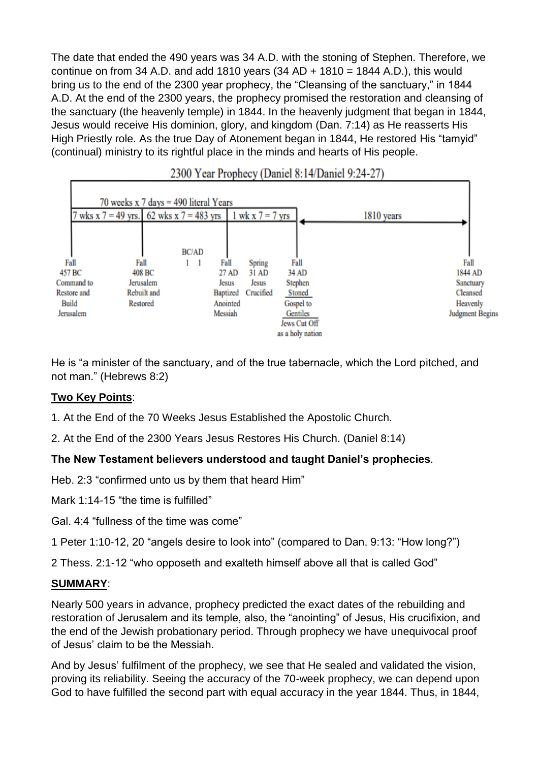The date that ended the 490 years was 34 A.D. with the stoning of Stephen. Therefore, we continue on from 34 A.D. and add 1810 years (34 AD + 1810 = 1844 A.D.), this would bring us to the end of the 2300 year prophecy, the "Cleansing of the sanctuary," in 1844 A.D. At the end of the 2300 years, the prophecy promised the restoration and cleansing of the sanctuary (the heavenly temple) in 1844. In the heavenly judgment that began in 1844, Jesus would receive His dominion, glory, and kingdom (Dan. 7:14) as He reasserts His High Priestly role. As the true Day of Atonement began in 1844, He restored His "tamyid" (continual) ministry to its rightful place in the minds and hearts of His people.

**2300 Year Prophecy (Daniel 8:14/Daniel 9:24-27)**

70 weeks x 7 days = 490 literal Years

| 7 wks x 7 = 49 yrs. | 62 wks x 7 = 483 yrs | | 1 wk x 7 = 7 yrs | | 1810 years |
|---|---|---|---|---|---|
| Fall 457 BC Command to Restore and Build Jerusalem | Fall 408 BC Jerusalem Rebuilt and Restored | BC/AD 1 1 | Fall 27 AD Jesus Baptized Anointed Messiah | Spring 31 AD Jesus Crucified | Fall 34 AD Stephen Stoned Gospel to Gentiles Jews Cut Off as a holy nation |

Fall 1844 AD Sanctuary Cleansed Heavenly Judgment Begins

He is "a minister of the sanctuary, and of the true tabernacle, which the Lord pitched, and not man." (Hebrews 8:2)

**Two Key Points**:

1. At the End of the 70 Weeks Jesus Established the Apostolic Church.

2. At the End of the 2300 Years Jesus Restores His Church. (Daniel 8:14)

**The New Testament believers understood and taught Daniel's prophecies**.

Heb. 2:3 "confirmed unto us by them that heard Him"

Mark 1:14-15 "the time is fulfilled"

Gal. 4:4 "fullness of the time was come"

1 Peter 1:10-12, 20 "angels desire to look into" (compared to Dan. 9:13: "How long?")

2 Thess. 2:1-12 "who opposeth and exalteth himself above all that is called God"

**SUMMARY**:

Nearly 500 years in advance, prophecy predicted the exact dates of the rebuilding and restoration of Jerusalem and its temple, also, the "anointing" of Jesus, His crucifixion, and the end of the Jewish probationary period. Through prophecy we have unequivocal proof of Jesus' claim to be the Messiah.

And by Jesus' fulfilment of the prophecy, we see that He sealed and validated the vision, proving its reliability. Seeing the accuracy of the 70-week prophecy, we can depend upon God to have fulfilled the second part with equal accuracy in the year 1844. Thus, in 1844,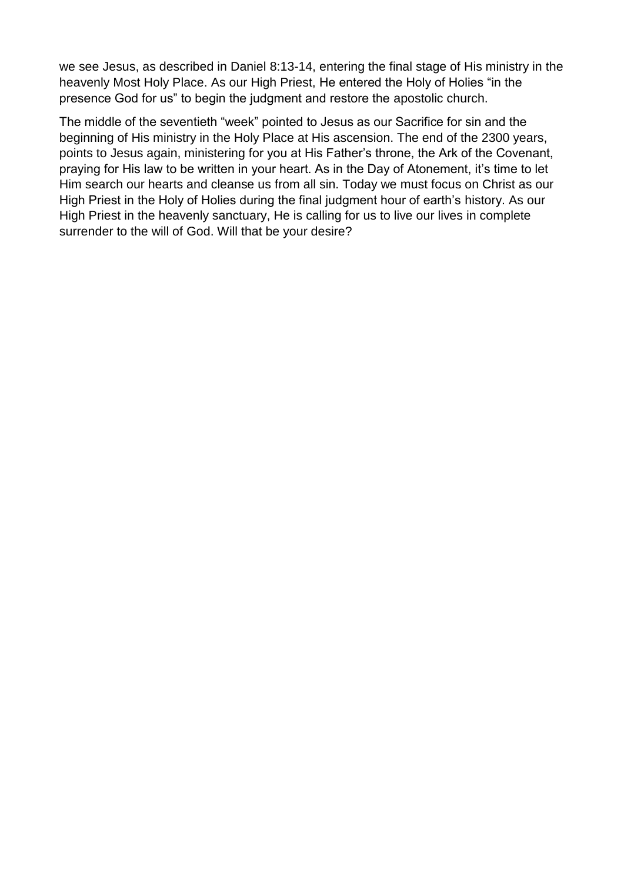we see Jesus, as described in Daniel 8:13-14, entering the final stage of His ministry in the heavenly Most Holy Place. As our High Priest, He entered the Holy of Holies “in the presence God for us” to begin the judgment and restore the apostolic church.

The middle of the seventieth “week” pointed to Jesus as our Sacrifice for sin and the beginning of His ministry in the Holy Place at His ascension. The end of the 2300 years, points to Jesus again, ministering for you at His Father’s throne, the Ark of the Covenant, praying for His law to be written in your heart. As in the Day of Atonement, it’s time to let Him search our hearts and cleanse us from all sin. Today we must focus on Christ as our High Priest in the Holy of Holies during the final judgment hour of earth’s history. As our High Priest in the heavenly sanctuary, He is calling for us to live our lives in complete surrender to the will of God. Will that be your desire?